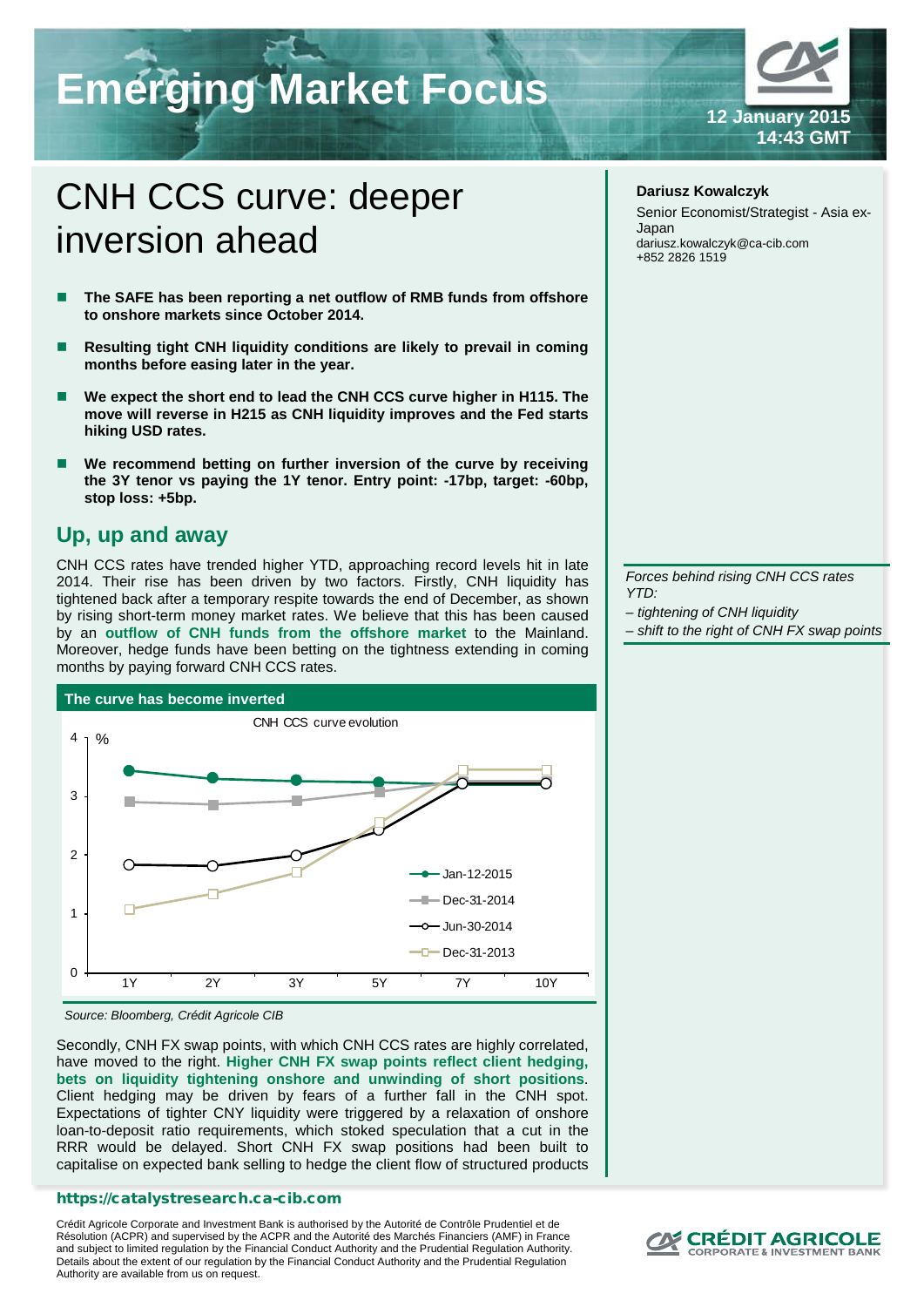# Emerging Market Focus

12 January 2015
14:43 GMT

# CNH CCS curve: deeper inversion ahead

**Dariusz Kowalczyk**

Senior Economist/Strategist - Asia ex-Japan
dariusz.kowalczyk@ca-cib.com
+852 2826 1519

- **The SAFE has been reporting a net outflow of RMB funds from offshore to onshore markets since October 2014.**
- **Resulting tight CNH liquidity conditions are likely to prevail in coming months before easing later in the year.**
- **We expect the short end to lead the CNH CCS curve higher in H115. The move will reverse in H215 as CNH liquidity improves and the Fed starts hiking USD rates.**
- **We recommend betting on further inversion of the curve by receiving the 3Y tenor vs paying the 1Y tenor. Entry point: -17bp, target: -60bp, stop loss: +5bp.**

## Up, up and away

CNH CCS rates have trended higher YTD, approaching record levels hit in late 2014. Their rise has been driven by two factors. Firstly, CNH liquidity has tightened back after a temporary respite towards the end of December, as shown by rising short-term money market rates. We believe that this has been caused by an **outflow of CNH funds from the offshore market** to the Mainland. Moreover, hedge funds have been betting on the tightness extending in coming months by paying forward CNH CCS rates.

*Forces behind rising CNH CCS rates YTD:*

*– tightening of CNH liquidity*

*– shift to the right of CNH FX swap points*

**The curve has become inverted**

CNH CCS curve evolution

*Source: Bloomberg, Crédit Agricole CIB*

Secondly, CNH FX swap points, with which CNH CCS rates are highly correlated, have moved to the right. **Higher CNH FX swap points reflect client hedging, bets on liquidity tightening onshore and unwinding of short positions**. Client hedging may be driven by fears of a further fall in the CNH spot. Expectations of tighter CNY liquidity were triggered by a relaxation of onshore loan-to-deposit ratio requirements, which stoked speculation that a cut in the RRR would be delayed. Short CNH FX swap positions had been built to capitalise on expected bank selling to hedge the client flow of structured products

https://catalystsresearch.ca-cib.com

Crédit Agricole Corporate and Investment Bank is authorised by the Autorité de Contrôle Prudentiel et de Résolution (ACPR) and supervised by the ACPR and the Autorité des Marchés Financiers (AMF) in France and subject to limited regulation by the Financial Conduct Authority and the Prudential Regulation Authority. Details about the extent of our regulation by the Financial Conduct Authority and the Prudential Regulation Authority are available from us on request.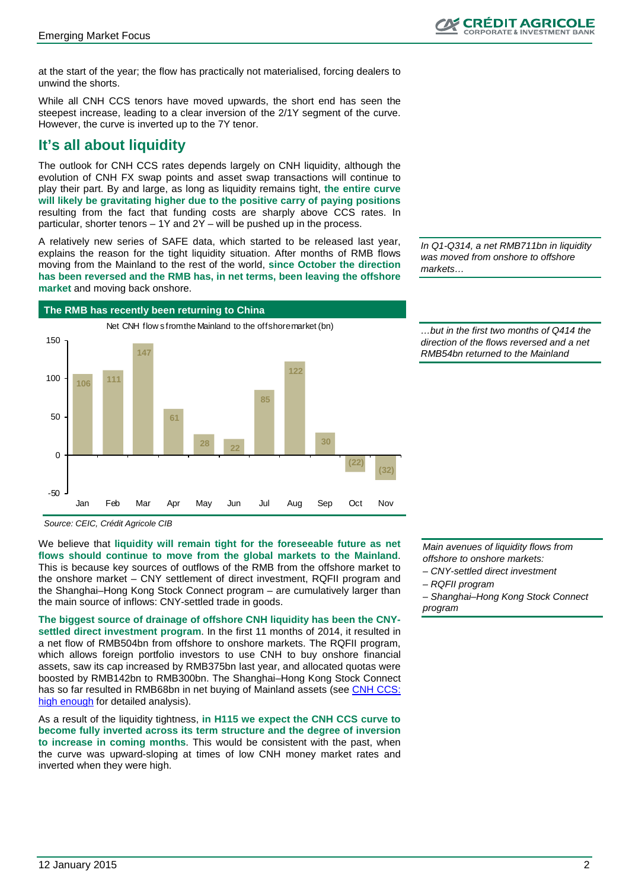at the start of the year; the flow has practically not materialised, forcing dealers to unwind the shorts.

While all CNH CCS tenors have moved upwards, the short end has seen the steepest increase, leading to a clear inversion of the 2/1Y segment of the curve. However, the curve is inverted up to the 7Y tenor.

## It's all about liquidity

The outlook for CNH CCS rates depends largely on CNH liquidity, although the evolution of CNH FX swap points and asset swap transactions will continue to play their part. By and large, as long as liquidity remains tight, **the entire curve will likely be gravitating higher due to the positive carry of paying positions** resulting from the fact that funding costs are sharply above CCS rates. In particular, shorter tenors – 1Y and 2Y – will be pushed up in the process.

*In Q1-Q314, a net RMB711bn in liquidity was moved from onshore to offshore markets…*

A relatively new series of SAFE data, which started to be released last year, explains the reason for the tight liquidity situation. After months of RMB flows moving from the Mainland to the rest of the world, **since October the direction has been reversed and the RMB has, in net terms, been leaving the offshore market** and moving back onshore.

*…but in the first two months of Q414 the direction of the flows reversed and a net RMB54bn returned to the Mainland*

**The RMB has recently been returning to China**

Net CNH flows from the Mainland to the offshore market (bn)

| Month | Net flow |
|---|---|
| Jan | 106 |
| Feb | 111 |
| Mar | 147 |
| Apr | 61 |
| May | 28 |
| Jun | 22 |
| Jul | 85 |
| Aug | 122 |
| Sep | 30 |
| Oct | (22) |
| Nov | (32) |

Source: CEIC, Crédit Agricole CIB

We believe that **liquidity will remain tight for the foreseeable future as net flows should continue to move from the global markets to the Mainland**. This is because key sources of outflows of the RMB from the offshore market to the onshore market – CNY settlement of direct investment, RQFII program and the Shanghai–Hong Kong Stock Connect program – are cumulatively larger than the main source of inflows: CNY-settled trade in goods.

*Main avenues of liquidity flows from offshore to onshore markets:*
*– CNY-settled direct investment*
*– RQFII program*
*– Shanghai–Hong Kong Stock Connect program*

**The biggest source of drainage of offshore CNH liquidity has been the CNY-settled direct investment program**. In the first 11 months of 2014, it resulted in a net flow of RMB504bn from offshore to onshore markets. The RQFII program, which allows foreign portfolio investors to use CNH to buy onshore financial assets, saw its cap increased by RMB375bn last year, and allocated quotas were boosted by RMB142bn to RMB300bn. The Shanghai–Hong Kong Stock Connect has so far resulted in RMB68bn in net buying of Mainland assets (see CNH CCS: high enough for detailed analysis).

As a result of the liquidity tightness, **in H115 we expect the CNH CCS curve to become fully inverted across its term structure and the degree of inversion to increase in coming months**. This would be consistent with the past, when the curve was upward-sloping at times of low CNH money market rates and inverted when they were high.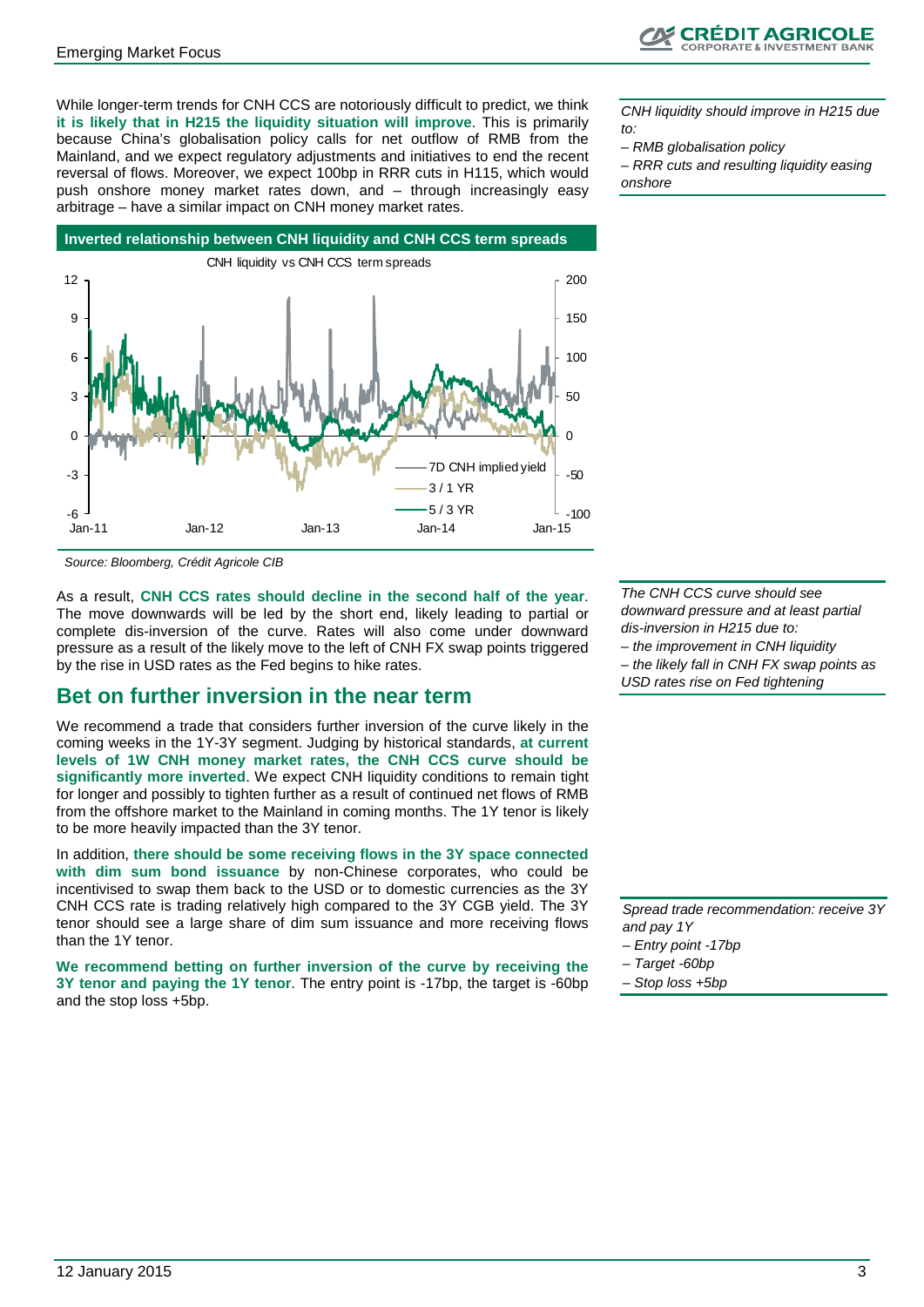While longer-term trends for CNH CCS are notoriously difficult to predict, we think **it is likely that in H215 the liquidity situation will improve**. This is primarily because China's globalisation policy calls for net outflow of RMB from the Mainland, and we expect regulatory adjustments and initiatives to end the recent reversal of flows. Moreover, we expect 100bp in RRR cuts in H115, which would push onshore money market rates down, and – through increasingly easy arbitrage – have a similar impact on CNH money market rates.

*CNH liquidity should improve in H215 due to:*
*– RMB globalisation policy*
*– RRR cuts and resulting liquidity easing onshore*

**Inverted relationship between CNH liquidity and CNH CCS term spreads**

CNH liquidity vs CNH CCS term spreads

*Source: Bloomberg, Crédit Agricole CIB*

As a result, **CNH CCS rates should decline in the second half of the year**. The move downwards will be led by the short end, likely leading to partial or complete dis-inversion of the curve. Rates will also come under downward pressure as a result of the likely move to the left of CNH FX swap points triggered by the rise in USD rates as the Fed begins to hike rates.

*The CNH CCS curve should see downward pressure and at least partial dis-inversion in H215 due to:*
*– the improvement in CNH liquidity*
*– the likely fall in CNH FX swap points as USD rates rise on Fed tightening*

## Bet on further inversion in the near term

We recommend a trade that considers further inversion of the curve likely in the coming weeks in the 1Y-3Y segment. Judging by historical standards, **at current levels of 1W CNH money market rates, the CNH CCS curve should be significantly more inverted**. We expect CNH liquidity conditions to remain tight for longer and possibly to tighten further as a result of continued net flows of RMB from the offshore market to the Mainland in coming months. The 1Y tenor is likely to be more heavily impacted than the 3Y tenor.

In addition, **there should be some receiving flows in the 3Y space connected with dim sum bond issuance** by non-Chinese corporates, who could be incentivised to swap them back to the USD or to domestic currencies as the 3Y CNH CCS rate is trading relatively high compared to the 3Y CGB yield. The 3Y tenor should see a large share of dim sum issuance and more receiving flows than the 1Y tenor.

**We recommend betting on further inversion of the curve by receiving the 3Y tenor and paying the 1Y tenor**. The entry point is -17bp, the target is -60bp and the stop loss +5bp.

*Spread trade recommendation: receive 3Y and pay 1Y*
*– Entry point -17bp*
*– Target -60bp*
*– Stop loss +5bp*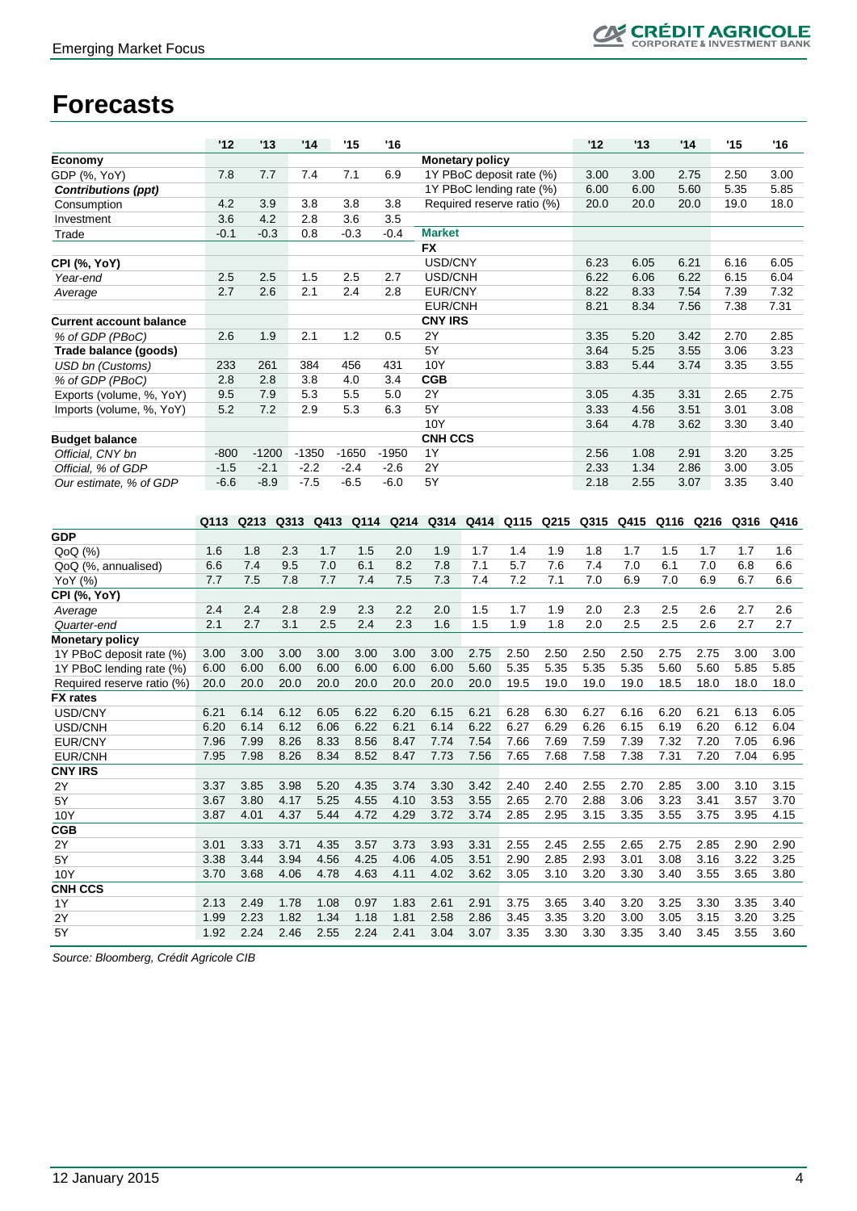# Forecasts

| | '12 | '13 | '14 | '15 | '16 |
|---|---|---|---|---|---|
| **Economy** | | | | | |
| GDP (%, YoY) | 7.8 | 7.7 | 7.4 | 7.1 | 6.9 |
| ***Contributions (ppt)*** | | | | | |
| Consumption | 4.2 | 3.9 | 3.8 | 3.8 | 3.8 |
| Investment | 3.6 | 4.2 | 2.8 | 3.6 | 3.5 |
| Trade | -0.1 | -0.3 | 0.8 | -0.3 | -0.4 |
| **CPI (%, YoY)** | | | | | |
| *Year-end* | 2.5 | 2.5 | 1.5 | 2.5 | 2.7 |
| *Average* | 2.7 | 2.6 | 2.1 | 2.4 | 2.8 |
| **Current account balance** | | | | | |
| *% of GDP (PBoC)* | 2.6 | 1.9 | 2.1 | 1.2 | 0.5 |
| **Trade balance (goods)** | | | | | |
| *USD bn (Customs)* | 233 | 261 | 384 | 456 | 431 |
| *% of GDP (PBoC)* | 2.8 | 2.8 | 3.8 | 4.0 | 3.4 |
| Exports (volume, %, YoY) | 9.5 | 7.9 | 5.3 | 5.5 | 5.0 |
| Imports (volume, %, YoY) | 5.2 | 7.2 | 2.9 | 5.3 | 6.3 |
| **Budget balance** | | | | | |
| *Official, CNY bn* | -800 | -1200 | -1350 | -1650 | -1950 |
| *Official, % of GDP* | -1.5 | -2.1 | -2.2 | -2.4 | -2.6 |
| *Our estimate, % of GDP* | -6.6 | -8.9 | -7.5 | -6.5 | -6.0 |

| | '12 | '13 | '14 | '15 | '16 |
|---|---|---|---|---|---|
| **Monetary policy** | | | | | |
| 1Y PBoC deposit rate (%) | 3.00 | 3.00 | 2.75 | 2.50 | 3.00 |
| 1Y PBoC lending rate (%) | 6.00 | 6.00 | 5.60 | 5.35 | 5.85 |
| Required reserve ratio (%) | 20.0 | 20.0 | 20.0 | 19.0 | 18.0 |
| **Market** | | | | | |
| **FX** | | | | | |
| USD/CNY | 6.23 | 6.05 | 6.21 | 6.16 | 6.05 |
| USD/CNH | 6.22 | 6.06 | 6.22 | 6.15 | 6.04 |
| EUR/CNY | 8.22 | 8.33 | 7.54 | 7.39 | 7.32 |
| EUR/CNH | 8.21 | 8.34 | 7.56 | 7.38 | 7.31 |
| **CNY IRS** | | | | | |
| 2Y | 3.35 | 5.20 | 3.42 | 2.70 | 2.85 |
| 5Y | 3.64 | 5.25 | 3.55 | 3.06 | 3.23 |
| 10Y | 3.83 | 5.44 | 3.74 | 3.35 | 3.55 |
| **CGB** | | | | | |
| 2Y | 3.05 | 4.35 | 3.31 | 2.65 | 2.75 |
| 5Y | 3.33 | 4.56 | 3.51 | 3.01 | 3.08 |
| 10Y | 3.64 | 4.78 | 3.62 | 3.30 | 3.40 |
| **CNH CCS** | | | | | |
| 1Y | 2.56 | 1.08 | 2.91 | 3.20 | 3.25 |
| 2Y | 2.33 | 1.34 | 2.86 | 3.00 | 3.05 |
| 5Y | 2.18 | 2.55 | 3.07 | 3.35 | 3.40 |

| | Q113 | Q213 | Q313 | Q413 | Q114 | Q214 | Q314 | Q414 | Q115 | Q215 | Q315 | Q415 | Q116 | Q216 | Q316 | Q416 |
|---|---|---|---|---|---|---|---|---|---|---|---|---|---|---|---|---|
| **GDP** | | | | | | | | | | | | | | | | |
| QoQ (%) | 1.6 | 1.8 | 2.3 | 1.7 | 1.5 | 2.0 | 1.9 | 1.7 | 1.4 | 1.9 | 1.8 | 1.7 | 1.5 | 1.7 | 1.7 | 1.6 |
| QoQ (%, annualised) | 6.6 | 7.4 | 9.5 | 7.0 | 6.1 | 8.2 | 7.8 | 7.1 | 5.7 | 7.6 | 7.4 | 7.0 | 6.1 | 7.0 | 6.8 | 6.6 |
| YoY (%) | 7.7 | 7.5 | 7.8 | 7.7 | 7.4 | 7.5 | 7.3 | 7.4 | 7.2 | 7.1 | 7.0 | 6.9 | 7.0 | 6.9 | 6.7 | 6.6 |
| **CPI (%, YoY)** | | | | | | | | | | | | | | | | |
| *Average* | 2.4 | 2.4 | 2.8 | 2.9 | 2.3 | 2.2 | 2.0 | 1.5 | 1.7 | 1.9 | 2.0 | 2.3 | 2.5 | 2.6 | 2.7 | 2.6 |
| *Quarter-end* | 2.1 | 2.7 | 3.1 | 2.5 | 2.4 | 2.3 | 1.6 | 1.5 | 1.9 | 1.8 | 2.0 | 2.5 | 2.5 | 2.6 | 2.7 | 2.7 |
| **Monetary policy** | | | | | | | | | | | | | | | | |
| 1Y PBoC deposit rate (%) | 3.00 | 3.00 | 3.00 | 3.00 | 3.00 | 3.00 | 3.00 | 2.75 | 2.50 | 2.50 | 2.50 | 2.50 | 2.75 | 2.75 | 3.00 | 3.00 |
| 1Y PBoC lending rate (%) | 6.00 | 6.00 | 6.00 | 6.00 | 6.00 | 6.00 | 6.00 | 5.60 | 5.35 | 5.35 | 5.35 | 5.35 | 5.60 | 5.60 | 5.85 | 5.85 |
| Required reserve ratio (%) | 20.0 | 20.0 | 20.0 | 20.0 | 20.0 | 20.0 | 20.0 | 20.0 | 19.5 | 19.0 | 19.0 | 19.0 | 18.5 | 18.0 | 18.0 | 18.0 |
| **FX rates** | | | | | | | | | | | | | | | | |
| USD/CNY | 6.21 | 6.14 | 6.12 | 6.05 | 6.22 | 6.20 | 6.15 | 6.21 | 6.28 | 6.30 | 6.27 | 6.16 | 6.20 | 6.21 | 6.13 | 6.05 |
| USD/CNH | 6.20 | 6.14 | 6.12 | 6.06 | 6.22 | 6.21 | 6.14 | 6.22 | 6.27 | 6.29 | 6.26 | 6.15 | 6.19 | 6.20 | 6.12 | 6.04 |
| EUR/CNY | 7.96 | 7.99 | 8.26 | 8.33 | 8.56 | 8.47 | 7.74 | 7.54 | 7.66 | 7.69 | 7.59 | 7.39 | 7.32 | 7.20 | 7.05 | 6.96 |
| EUR/CNH | 7.95 | 7.98 | 8.26 | 8.34 | 8.52 | 8.47 | 7.73 | 7.56 | 7.65 | 7.68 | 7.58 | 7.38 | 7.31 | 7.20 | 7.04 | 6.95 |
| **CNY IRS** | | | | | | | | | | | | | | | | |
| 2Y | 3.37 | 3.85 | 3.98 | 5.20 | 4.35 | 3.74 | 3.30 | 3.42 | 2.40 | 2.40 | 2.55 | 2.70 | 2.85 | 3.00 | 3.10 | 3.15 |
| 5Y | 3.67 | 3.80 | 4.17 | 5.25 | 4.55 | 4.10 | 3.53 | 3.55 | 2.65 | 2.70 | 2.88 | 3.06 | 3.23 | 3.41 | 3.57 | 3.70 |
| 10Y | 3.87 | 4.01 | 4.37 | 5.44 | 4.72 | 4.29 | 3.72 | 3.74 | 2.85 | 2.95 | 3.15 | 3.35 | 3.55 | 3.75 | 3.95 | 4.15 |
| **CGB** | | | | | | | | | | | | | | | | |
| 2Y | 3.01 | 3.33 | 3.71 | 4.35 | 3.57 | 3.73 | 3.93 | 3.31 | 2.55 | 2.45 | 2.55 | 2.65 | 2.75 | 2.85 | 2.90 | 2.90 |
| 5Y | 3.38 | 3.44 | 3.94 | 4.56 | 4.25 | 4.06 | 4.05 | 3.51 | 2.90 | 2.85 | 2.93 | 3.01 | 3.08 | 3.16 | 3.22 | 3.25 |
| 10Y | 3.70 | 3.68 | 4.06 | 4.78 | 4.63 | 4.11 | 4.02 | 3.62 | 3.05 | 3.10 | 3.20 | 3.30 | 3.40 | 3.55 | 3.65 | 3.80 |
| **CNH CCS** | | | | | | | | | | | | | | | | |
| 1Y | 2.13 | 2.49 | 1.78 | 1.08 | 0.97 | 1.83 | 2.61 | 2.91 | 3.75 | 3.65 | 3.40 | 3.20 | 3.25 | 3.30 | 3.35 | 3.40 |
| 2Y | 1.99 | 2.23 | 1.82 | 1.34 | 1.18 | 1.81 | 2.58 | 2.86 | 3.45 | 3.35 | 3.20 | 3.00 | 3.05 | 3.15 | 3.20 | 3.25 |
| 5Y | 1.92 | 2.24 | 2.46 | 2.55 | 2.24 | 2.41 | 3.04 | 3.07 | 3.35 | 3.30 | 3.30 | 3.35 | 3.40 | 3.45 | 3.55 | 3.60 |

*Source: Bloomberg, Crédit Agricole CIB*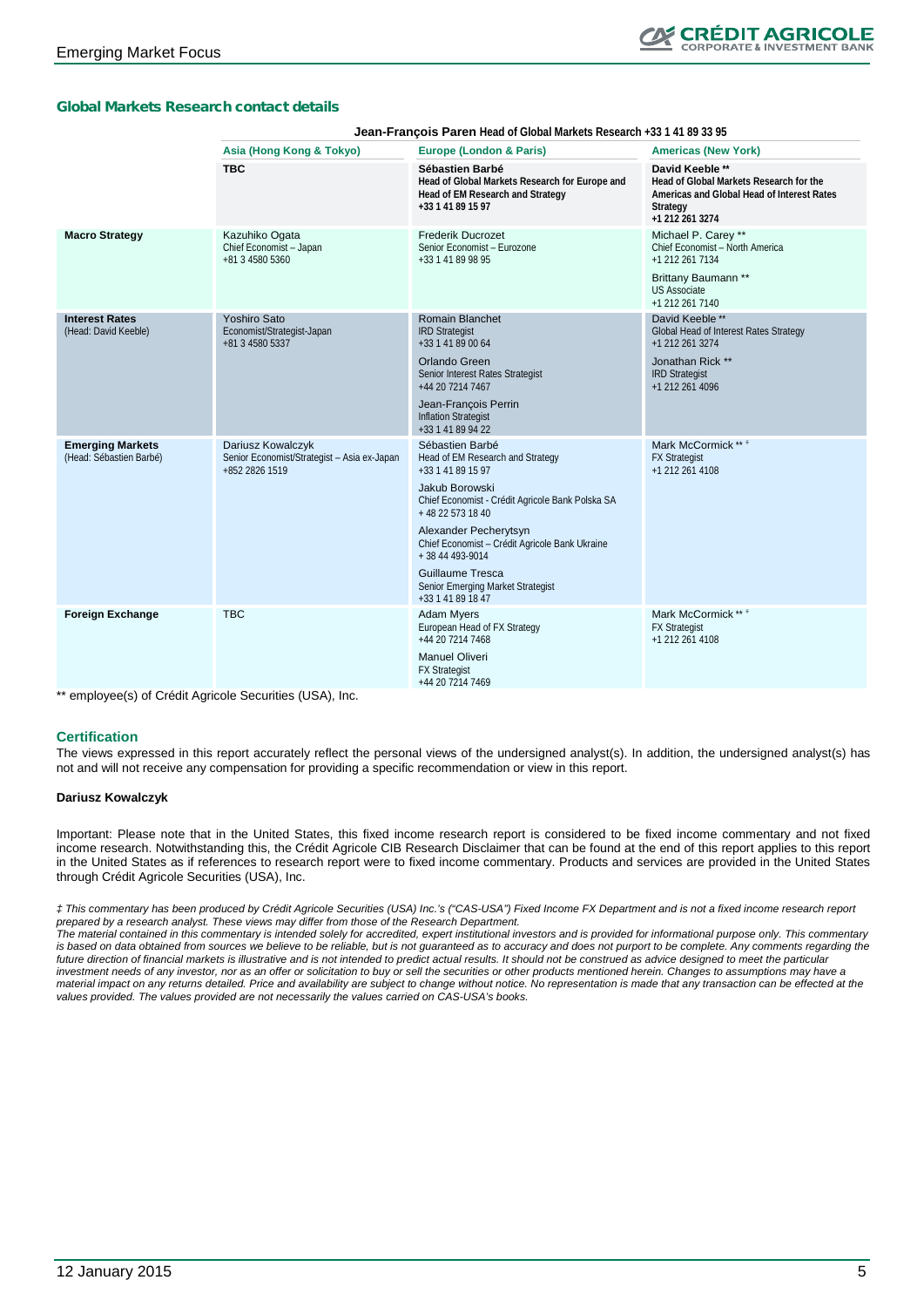## Global Markets Research contact details

| | Jean-François Paren Head of Global Markets Research +33 1 41 89 33 95 | | |
|---|---|---|---|
| | **Asia (Hong Kong & Tokyo)** | **Europe (London & Paris)** | **Americas (New York)** |
| | **TBC** | **Sébastien Barbé**<br>**Head of Global Markets Research for Europe and Head of EM Research and Strategy**<br>**+33 1 41 89 15 97** | **David Keeble \*\***<br>**Head of Global Markets Research for the Americas and Global Head of Interest Rates Strategy**<br>**+1 212 261 3274** |
| **Macro Strategy** | Kazuhiko Ogata<br>Chief Economist – Japan<br>+81 3 4580 5360 | Frederik Ducrozet<br>Senior Economist – Eurozone<br>+33 1 41 89 98 95 | Michael P. Carey \*\*<br>Chief Economist – North America<br>+1 212 261 7134<br><br>Brittany Baumann \*\*<br>US Associate<br>+1 212 261 7140 |
| **Interest Rates** (Head: David Keeble) | Yoshiro Sato<br>Economist/Strategist-Japan<br>+81 3 4580 5337 | Romain Blanchet<br>IRD Strategist<br>+33 1 41 89 00 64<br><br>Orlando Green<br>Senior Interest Rates Strategist<br>+44 20 7214 7467<br><br>Jean-François Perrin<br>Inflation Strategist<br>+33 1 41 89 94 22 | David Keeble \*\*<br>Global Head of Interest Rates Strategy<br>+1 212 261 3274<br><br>Jonathan Rick \*\*<br>IRD Strategist<br>+1 212 261 4096 |
| **Emerging Markets** (Head: Sébastien Barbé) | Dariusz Kowalczyk<br>Senior Economist/Strategist – Asia ex-Japan<br>+852 2826 1519 | Sébastien Barbé<br>Head of EM Research and Strategy<br>+33 1 41 89 15 97<br><br>Jakub Borowski<br>Chief Economist - Crédit Agricole Bank Polska SA<br>+ 48 22 573 18 40<br><br>Alexander Pecherytsyn<br>Chief Economist – Crédit Agricole Bank Ukraine<br>+ 38 44 493-9014<br><br>Guillaume Tresca<br>Senior Emerging Market Strategist<br>+33 1 41 89 18 47 | Mark McCormick \*\* ‡<br>FX Strategist<br>+1 212 261 4108 |
| **Foreign Exchange** | TBC | Adam Myers<br>European Head of FX Strategy<br>+44 20 7214 7468<br><br>Manuel Oliveri<br>FX Strategist<br>+44 20 7214 7469 | Mark McCormick \*\* ‡<br>FX Strategist<br>+1 212 261 4108 |

\*\* employee(s) of Crédit Agricole Securities (USA), Inc.

### Certification

The views expressed in this report accurately reflect the personal views of the undersigned analyst(s). In addition, the undersigned analyst(s) has not and will not receive any compensation for providing a specific recommendation or view in this report.

**Dariusz Kowalczyk**

Important: Please note that in the United States, this fixed income research report is considered to be fixed income commentary and not fixed income research. Notwithstanding this, the Crédit Agricole CIB Research Disclaimer that can be found at the end of this report applies to this report in the United States as if references to research report were to fixed income commentary. Products and services are provided in the United States through Crédit Agricole Securities (USA), Inc.

*‡ This commentary has been produced by Crédit Agricole Securities (USA) Inc.'s ("CAS-USA") Fixed Income FX Department and is not a fixed income research report prepared by a research analyst. These views may differ from those of the Research Department.*
*The material contained in this commentary is intended solely for accredited, expert institutional investors and is provided for informational purpose only. This commentary is based on data obtained from sources we believe to be reliable, but is not guaranteed as to accuracy and does not purport to be complete. Any comments regarding the future direction of financial markets is illustrative and is not intended to predict actual results. It should not be construed as advice designed to meet the particular investment needs of any investor, nor as an offer or solicitation to buy or sell the securities or other products mentioned herein. Changes to assumptions may have a material impact on any returns detailed. Price and availability are subject to change without notice. No representation is made that any transaction can be effected at the values provided. The values provided are not necessarily the values carried on CAS-USA's books.*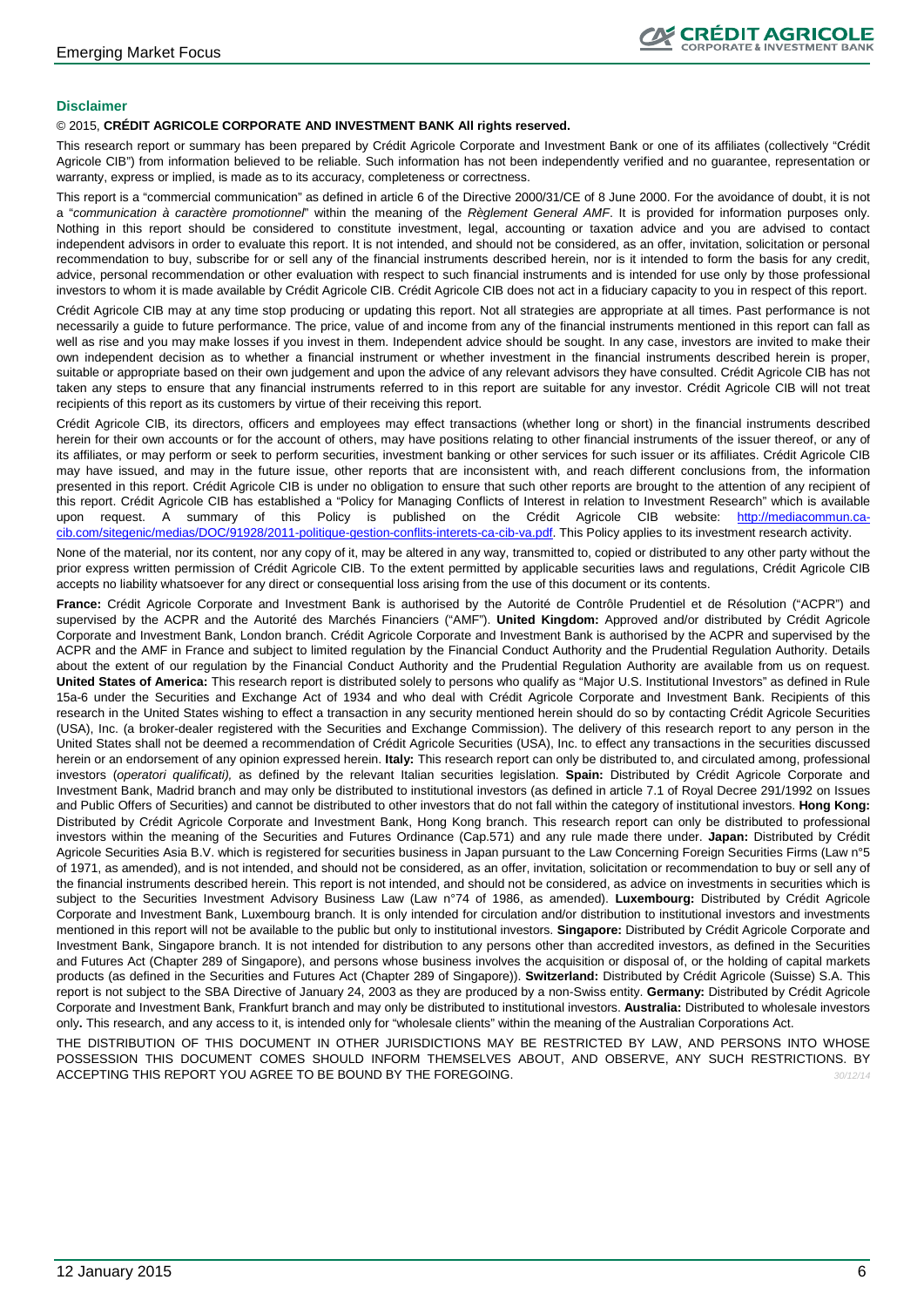## Disclaimer

© 2015, **CRÉDIT AGRICOLE CORPORATE AND INVESTMENT BANK All rights reserved.**

This research report or summary has been prepared by Crédit Agricole Corporate and Investment Bank or one of its affiliates (collectively "Crédit Agricole CIB") from information believed to be reliable. Such information has not been independently verified and no guarantee, representation or warranty, express or implied, is made as to its accuracy, completeness or correctness.

This report is a "commercial communication" as defined in article 6 of the Directive 2000/31/CE of 8 June 2000. For the avoidance of doubt, it is not a "*communication à caractère promotionnel*" within the meaning of the *Règlement General AMF*. It is provided for information purposes only. Nothing in this report should be considered to constitute investment, legal, accounting or taxation advice and you are advised to contact independent advisors in order to evaluate this report. It is not intended, and should not be considered, as an offer, invitation, solicitation or personal recommendation to buy, subscribe for or sell any of the financial instruments described herein, nor is it intended to form the basis for any credit, advice, personal recommendation or other evaluation with respect to such financial instruments and is intended for use only by those professional investors to whom it is made available by Crédit Agricole CIB. Crédit Agricole CIB does not act in a fiduciary capacity to you in respect of this report.

Crédit Agricole CIB may at any time stop producing or updating this report. Not all strategies are appropriate at all times. Past performance is not necessarily a guide to future performance. The price, value of and income from any of the financial instruments mentioned in this report can fall as well as rise and you may make losses if you invest in them. Independent advice should be sought. In any case, investors are invited to make their own independent decision as to whether a financial instrument or whether investment in the financial instruments described herein is proper, suitable or appropriate based on their own judgement and upon the advice of any relevant advisors they have consulted. Crédit Agricole CIB has not taken any steps to ensure that any financial instruments referred to in this report are suitable for any investor. Crédit Agricole CIB will not treat recipients of this report as its customers by virtue of their receiving this report.

Crédit Agricole CIB, its directors, officers and employees may effect transactions (whether long or short) in the financial instruments described herein for their own accounts or for the account of others, may have positions relating to other financial instruments of the issuer thereof, or any of its affiliates, or may perform or seek to perform securities, investment banking or other services for such issuer or its affiliates. Crédit Agricole CIB may have issued, and may in the future issue, other reports that are inconsistent with, and reach different conclusions from, the information presented in this report. Crédit Agricole CIB is under no obligation to ensure that such other reports are brought to the attention of any recipient of this report. Crédit Agricole CIB has established a "Policy for Managing Conflicts of Interest in relation to Investment Research" which is available upon request. A summary of this Policy is published on the Crédit Agricole CIB website: [http://mediacommun.ca-cib.com/sitegenic/medias/DOC/91928/2011-politique-gestion-conflits-interets-ca-cib-va.pdf](http://mediacommun.ca-cib.com/sitegenic/medias/DOC/91928/2011-politique-gestion-conflits-interets-ca-cib-va.pdf). This Policy applies to its investment research activity.

None of the material, nor its content, nor any copy of it, may be altered in any way, transmitted to, copied or distributed to any other party without the prior express written permission of Crédit Agricole CIB. To the extent permitted by applicable securities laws and regulations, Crédit Agricole CIB accepts no liability whatsoever for any direct or consequential loss arising from the use of this document or its contents.

**France:** Crédit Agricole Corporate and Investment Bank is authorised by the Autorité de Contrôle Prudentiel et de Résolution ("ACPR") and supervised by the ACPR and the Autorité des Marchés Financiers ("AMF"). **United Kingdom:** Approved and/or distributed by Crédit Agricole Corporate and Investment Bank, London branch. Crédit Agricole Corporate and Investment Bank is authorised by the ACPR and supervised by the ACPR and the AMF in France and subject to limited regulation by the Financial Conduct Authority and the Prudential Regulation Authority. Details about the extent of our regulation by the Financial Conduct Authority and the Prudential Regulation Authority are available from us on request. **United States of America:** This research report is distributed solely to persons who qualify as "Major U.S. Institutional Investors" as defined in Rule 15a-6 under the Securities and Exchange Act of 1934 and who deal with Crédit Agricole Corporate and Investment Bank. Recipients of this research in the United States wishing to effect a transaction in any security mentioned herein should do so by contacting Crédit Agricole Securities (USA), Inc. (a broker-dealer registered with the Securities and Exchange Commission). The delivery of this research report to any person in the United States shall not be deemed a recommendation of Crédit Agricole Securities (USA), Inc. to effect any transactions in the securities discussed herein or an endorsement of any opinion expressed herein. **Italy:** This research report can only be distributed to, and circulated among, professional investors (*operatori qualificati),* as defined by the relevant Italian securities legislation. **Spain:** Distributed by Crédit Agricole Corporate and Investment Bank, Madrid branch and may only be distributed to institutional investors (as defined in article 7.1 of Royal Decree 291/1992 on Issues and Public Offers of Securities) and cannot be distributed to other investors that do not fall within the category of institutional investors. **Hong Kong:** Distributed by Crédit Agricole Corporate and Investment Bank, Hong Kong branch. This research report can only be distributed to professional investors within the meaning of the Securities and Futures Ordinance (Cap.571) and any rule made there under. **Japan:** Distributed by Crédit Agricole Securities Asia B.V. which is registered for securities business in Japan pursuant to the Law Concerning Foreign Securities Firms (Law n°5 of 1971, as amended), and is not intended, and should not be considered, as an offer, invitation, solicitation or recommendation to buy or sell any of the financial instruments described herein. This report is not intended, and should not be considered, as advice on investments in securities which is subject to the Securities Investment Advisory Business Law (Law n°74 of 1986, as amended). **Luxembourg:** Distributed by Crédit Agricole Corporate and Investment Bank, Luxembourg branch. It is only intended for circulation and/or distribution to institutional investors and investments mentioned in this report will not be available to the public but only to institutional investors. **Singapore:** Distributed by Crédit Agricole Corporate and Investment Bank, Singapore branch. It is not intended for distribution to any persons other than accredited investors, as defined in the Securities and Futures Act (Chapter 289 of Singapore), and persons whose business involves the acquisition or disposal of, or the holding of capital markets products (as defined in the Securities and Futures Act (Chapter 289 of Singapore)). **Switzerland:** Distributed by Crédit Agricole (Suisse) S.A. This report is not subject to the SBA Directive of January 24, 2003 as they are produced by a non-Swiss entity. **Germany:** Distributed by Crédit Agricole Corporate and Investment Bank, Frankfurt branch and may only be distributed to institutional investors. **Australia:** Distributed to wholesale investors only**.** This research, and any access to it, is intended only for "wholesale clients" within the meaning of the Australian Corporations Act.

THE DISTRIBUTION OF THIS DOCUMENT IN OTHER JURISDICTIONS MAY BE RESTRICTED BY LAW, AND PERSONS INTO WHOSE POSSESSION THIS DOCUMENT COMES SHOULD INFORM THEMSELVES ABOUT, AND OBSERVE, ANY SUCH RESTRICTIONS. BY ACCEPTING THIS REPORT YOU AGREE TO BE BOUND BY THE FOREGOING. *30/12/14*